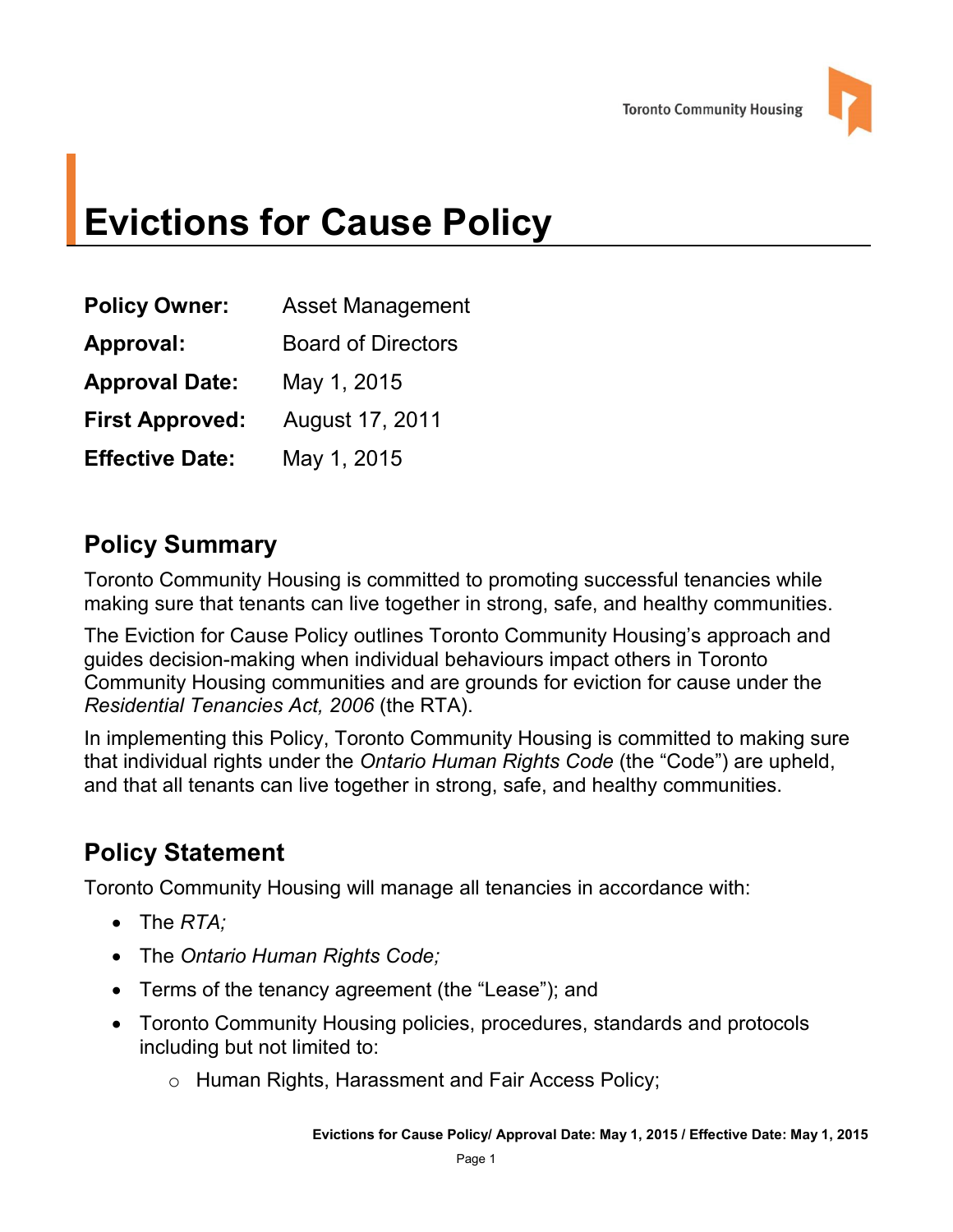# Evictions for Cause Policy

**Policy Owner:** Asset Management

**Approval:** Board of Directors

**Approval Date:** May 1, 2015

**First Approved:** August 17, 2011

**Effective Date:** May 1, 2015

## Policy Summary

Toronto Community Housing is committed to promoting successful tenancies while making sure that tenants can live together in strong, safe, and healthy communities.

The Eviction for Cause Policy outlines Toronto Community Housing's approach and guides decision-making when individual behaviours impact others in Toronto Community Housing communities and are grounds for eviction for cause under the *Residential Tenancies Act, 2006* (the RTA).

In implementing this Policy, Toronto Community Housing is committed to making sure that individual rights under the *Ontario Human Rights Code* (the "Code") are upheld, and that all tenants can live together in strong, safe, and healthy communities.

## Policy Statement

Toronto Community Housing will manage all tenancies in accordance with:

- The *RTA;*
- The *Ontario Human Rights Code;*
- Terms of the tenancy agreement (the "Lease"); and
- Toronto Community Housing policies, procedures, standards and protocols including but not limited to:
  - Human Rights, Harassment and Fair Access Policy;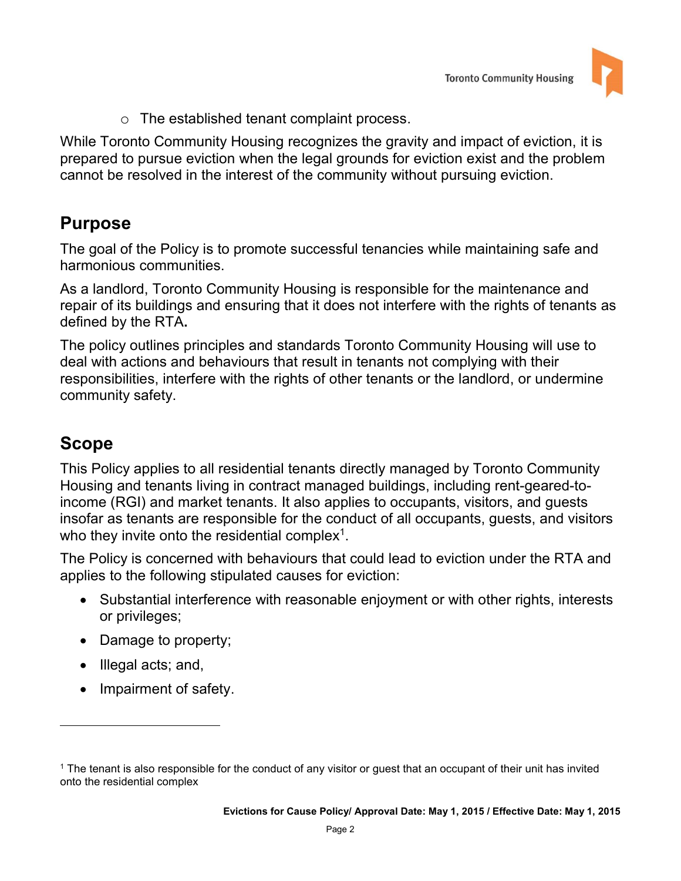- The established tenant complaint process.

While Toronto Community Housing recognizes the gravity and impact of eviction, it is prepared to pursue eviction when the legal grounds for eviction exist and the problem cannot be resolved in the interest of the community without pursuing eviction.

## Purpose

The goal of the Policy is to promote successful tenancies while maintaining safe and harmonious communities.

As a landlord, Toronto Community Housing is responsible for the maintenance and repair of its buildings and ensuring that it does not interfere with the rights of tenants as defined by the RTA**.**

The policy outlines principles and standards Toronto Community Housing will use to deal with actions and behaviours that result in tenants not complying with their responsibilities, interfere with the rights of other tenants or the landlord, or undermine community safety.

## Scope

This Policy applies to all residential tenants directly managed by Toronto Community Housing and tenants living in contract managed buildings, including rent-geared-to-income (RGI) and market tenants. It also applies to occupants, visitors, and guests insofar as tenants are responsible for the conduct of all occupants, guests, and visitors who they invite onto the residential complex[1].

The Policy is concerned with behaviours that could lead to eviction under the RTA and applies to the following stipulated causes for eviction:

- Substantial interference with reasonable enjoyment or with other rights, interests or privileges;
- Damage to property;
- Illegal acts; and,
- Impairment of safety.

[1] The tenant is also responsible for the conduct of any visitor or guest that an occupant of their unit has invited onto the residential complex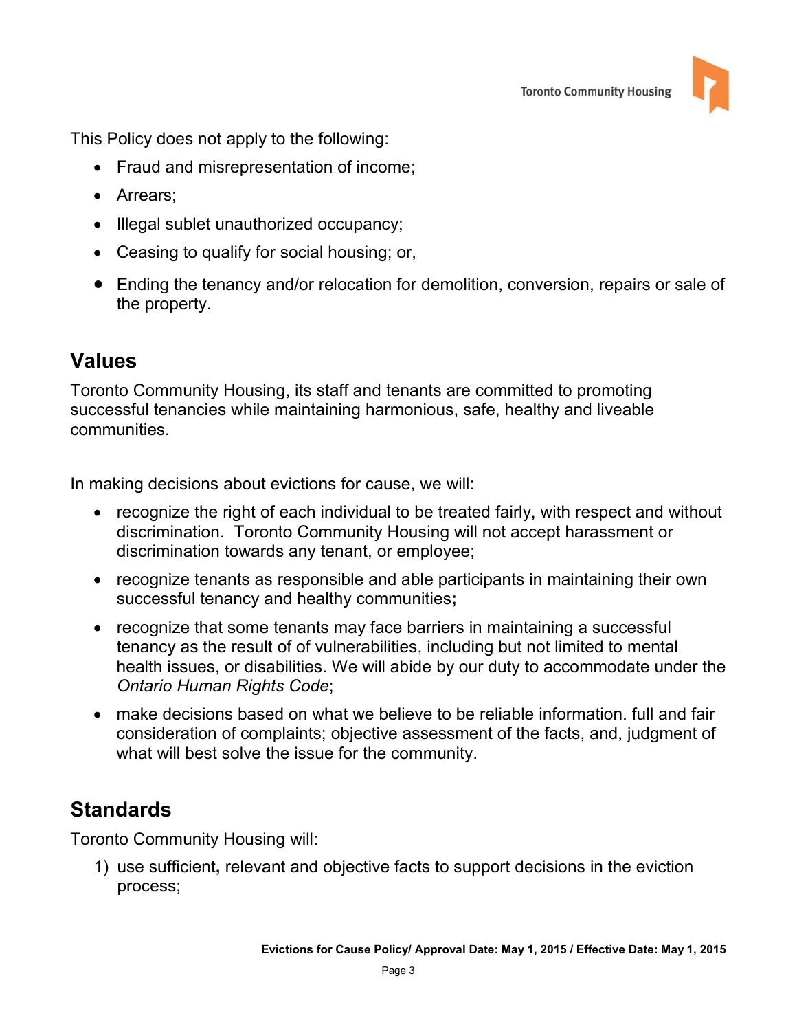This Policy does not apply to the following:

- Fraud and misrepresentation of income;
- Arrears;
- Illegal sublet unauthorized occupancy;
- Ceasing to qualify for social housing; or,
- Ending the tenancy and/or relocation for demolition, conversion, repairs or sale of the property.

## Values

Toronto Community Housing, its staff and tenants are committed to promoting successful tenancies while maintaining harmonious, safe, healthy and liveable communities.

In making decisions about evictions for cause, we will:

- recognize the right of each individual to be treated fairly, with respect and without discrimination. Toronto Community Housing will not accept harassment or discrimination towards any tenant, or employee;
- recognize tenants as responsible and able participants in maintaining their own successful tenancy and healthy communities**;**
- recognize that some tenants may face barriers in maintaining a successful tenancy as the result of of vulnerabilities, including but not limited to mental health issues, or disabilities. We will abide by our duty to accommodate under the *Ontario Human Rights Code*;
- make decisions based on what we believe to be reliable information. full and fair consideration of complaints; objective assessment of the facts, and, judgment of what will best solve the issue for the community.

## Standards

Toronto Community Housing will:

1) use sufficient**,** relevant and objective facts to support decisions in the eviction process;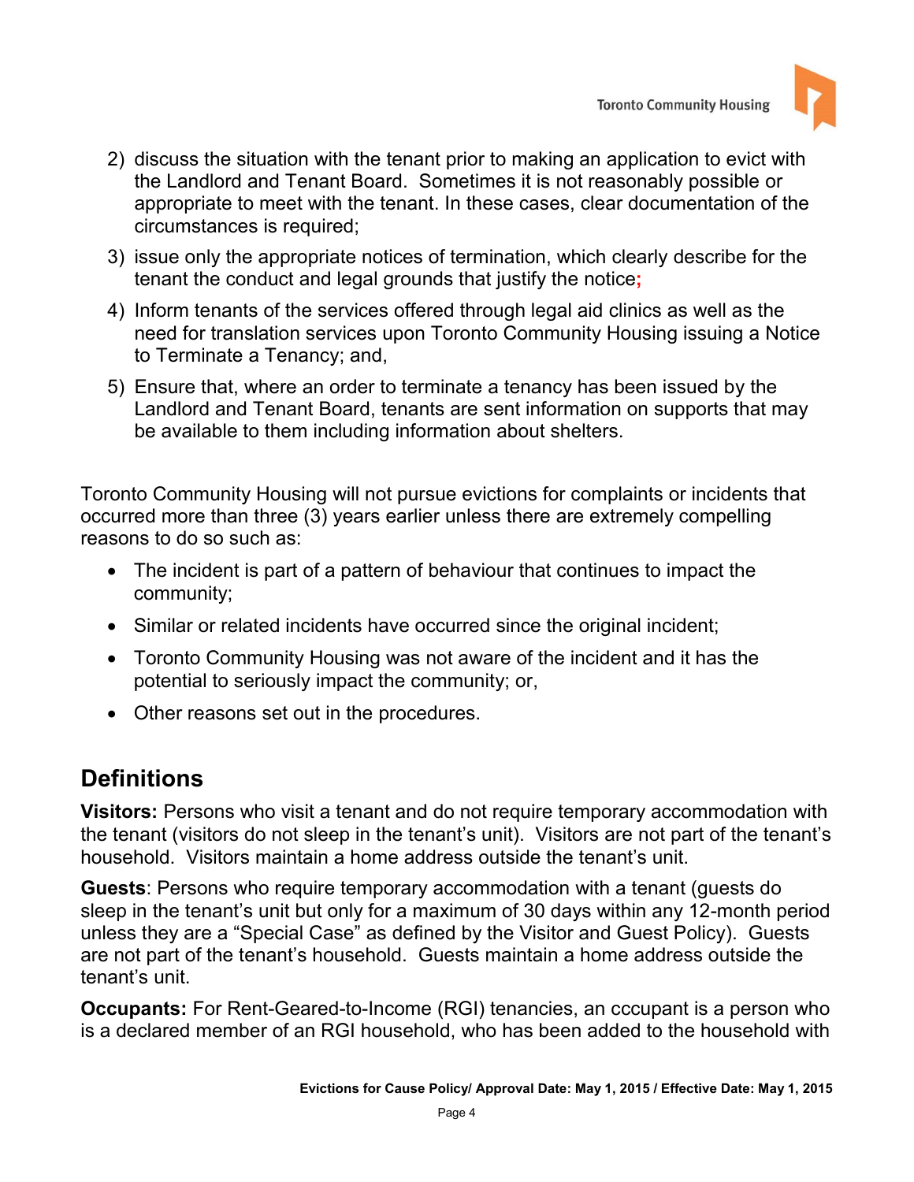2) discuss the situation with the tenant prior to making an application to evict with the Landlord and Tenant Board. Sometimes it is not reasonably possible or appropriate to meet with the tenant. In these cases, clear documentation of the circumstances is required;
3) issue only the appropriate notices of termination, which clearly describe for the tenant the conduct and legal grounds that justify the notice;
4) Inform tenants of the services offered through legal aid clinics as well as the need for translation services upon Toronto Community Housing issuing a Notice to Terminate a Tenancy; and,
5) Ensure that, where an order to terminate a tenancy has been issued by the Landlord and Tenant Board, tenants are sent information on supports that may be available to them including information about shelters.

Toronto Community Housing will not pursue evictions for complaints or incidents that occurred more than three (3) years earlier unless there are extremely compelling reasons to do so such as:

- The incident is part of a pattern of behaviour that continues to impact the community;
- Similar or related incidents have occurred since the original incident;
- Toronto Community Housing was not aware of the incident and it has the potential to seriously impact the community; or,
- Other reasons set out in the procedures.

## Definitions

**Visitors:** Persons who visit a tenant and do not require temporary accommodation with the tenant (visitors do not sleep in the tenant's unit). Visitors are not part of the tenant's household. Visitors maintain a home address outside the tenant's unit.

**Guests**: Persons who require temporary accommodation with a tenant (guests do sleep in the tenant's unit but only for a maximum of 30 days within any 12-month period unless they are a "Special Case" as defined by the Visitor and Guest Policy). Guests are not part of the tenant's household. Guests maintain a home address outside the tenant's unit.

**Occupants:** For Rent-Geared-to-Income (RGI) tenancies, an cccupant is a person who is a declared member of an RGI household, who has been added to the household with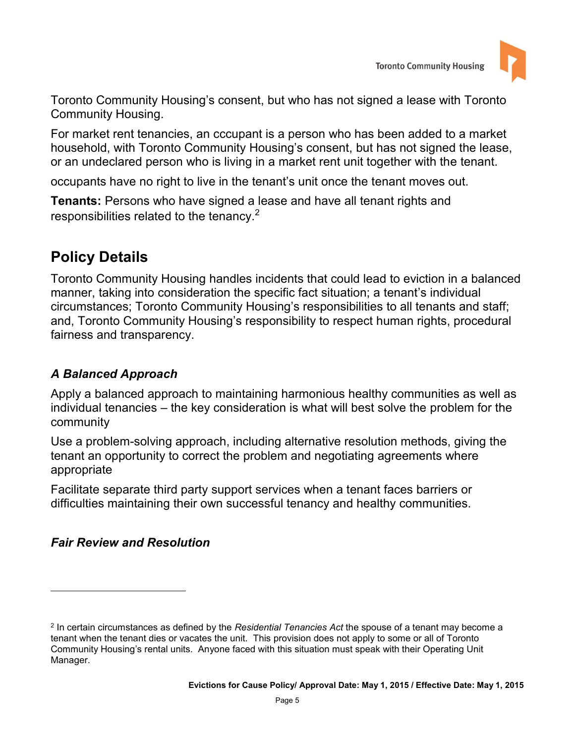Toronto Community Housing's consent, but who has not signed a lease with Toronto Community Housing.

For market rent tenancies, an cccupant is a person who has been added to a market household, with Toronto Community Housing's consent, but has not signed the lease, or an undeclared person who is living in a market rent unit together with the tenant.

occupants have no right to live in the tenant's unit once the tenant moves out.

**Tenants:** Persons who have signed a lease and have all tenant rights and responsibilities related to the tenancy.[2]

## Policy Details

Toronto Community Housing handles incidents that could lead to eviction in a balanced manner, taking into consideration the specific fact situation; a tenant's individual circumstances; Toronto Community Housing's responsibilities to all tenants and staff; and, Toronto Community Housing's responsibility to respect human rights, procedural fairness and transparency.

### *A Balanced Approach*

Apply a balanced approach to maintaining harmonious healthy communities as well as individual tenancies – the key consideration is what will best solve the problem for the community

Use a problem-solving approach, including alternative resolution methods, giving the tenant an opportunity to correct the problem and negotiating agreements where appropriate

Facilitate separate third party support services when a tenant faces barriers or difficulties maintaining their own successful tenancy and healthy communities.

### *Fair Review and Resolution*

---

[2] In certain circumstances as defined by the *Residential Tenancies Act* the spouse of a tenant may become a tenant when the tenant dies or vacates the unit. This provision does not apply to some or all of Toronto Community Housing's rental units. Anyone faced with this situation must speak with their Operating Unit Manager.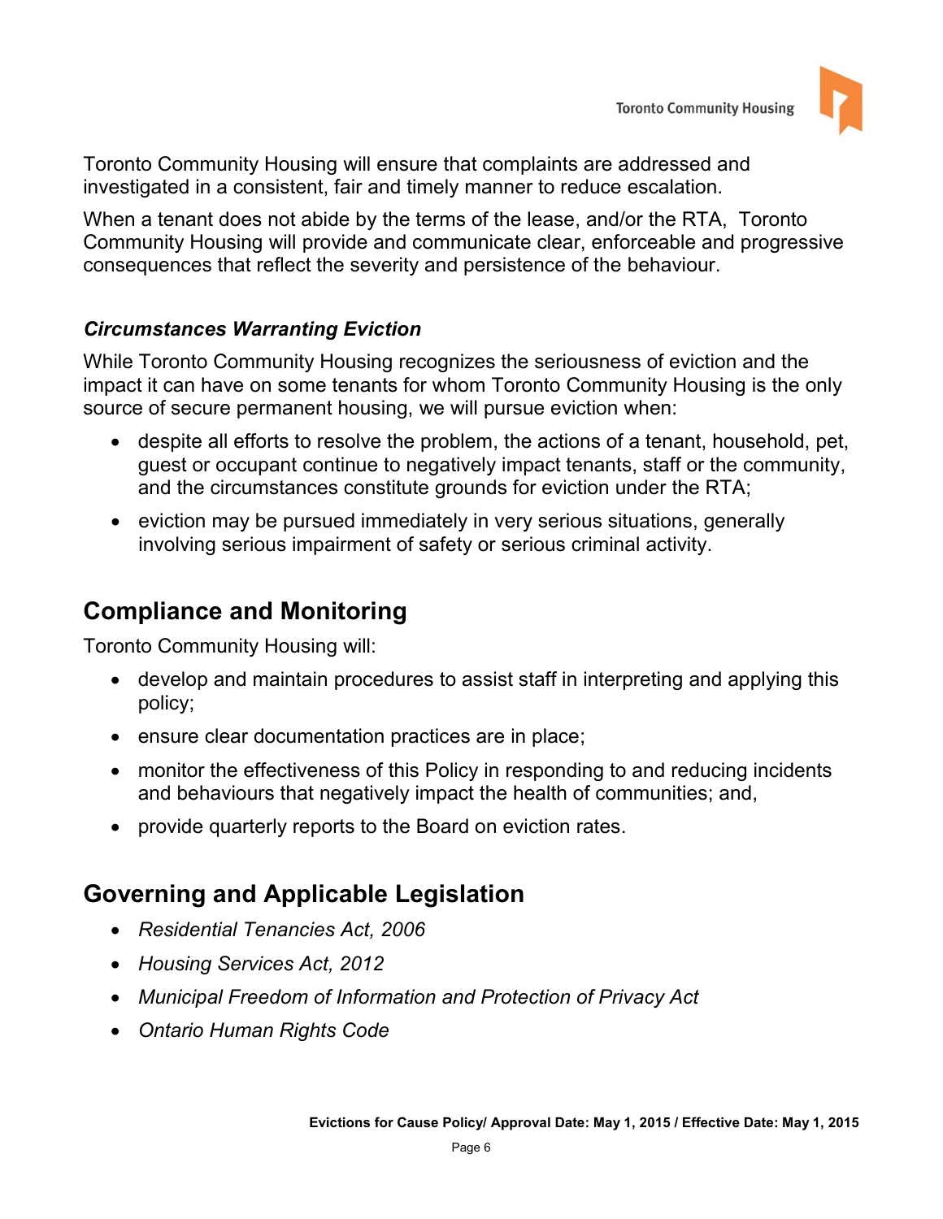Toronto Community Housing will ensure that complaints are addressed and investigated in a consistent, fair and timely manner to reduce escalation.

When a tenant does not abide by the terms of the lease, and/or the RTA, Toronto Community Housing will provide and communicate clear, enforceable and progressive consequences that reflect the severity and persistence of the behaviour.

### *Circumstances Warranting Eviction*

While Toronto Community Housing recognizes the seriousness of eviction and the impact it can have on some tenants for whom Toronto Community Housing is the only source of secure permanent housing, we will pursue eviction when:

- despite all efforts to resolve the problem, the actions of a tenant, household, pet, guest or occupant continue to negatively impact tenants, staff or the community, and the circumstances constitute grounds for eviction under the RTA;
- eviction may be pursued immediately in very serious situations, generally involving serious impairment of safety or serious criminal activity.

## Compliance and Monitoring

Toronto Community Housing will:

- develop and maintain procedures to assist staff in interpreting and applying this policy;
- ensure clear documentation practices are in place;
- monitor the effectiveness of this Policy in responding to and reducing incidents and behaviours that negatively impact the health of communities; and,
- provide quarterly reports to the Board on eviction rates.

## Governing and Applicable Legislation

- *Residential Tenancies Act, 2006*
- *Housing Services Act, 2012*
- *Municipal Freedom of Information and Protection of Privacy Act*
- *Ontario Human Rights Code*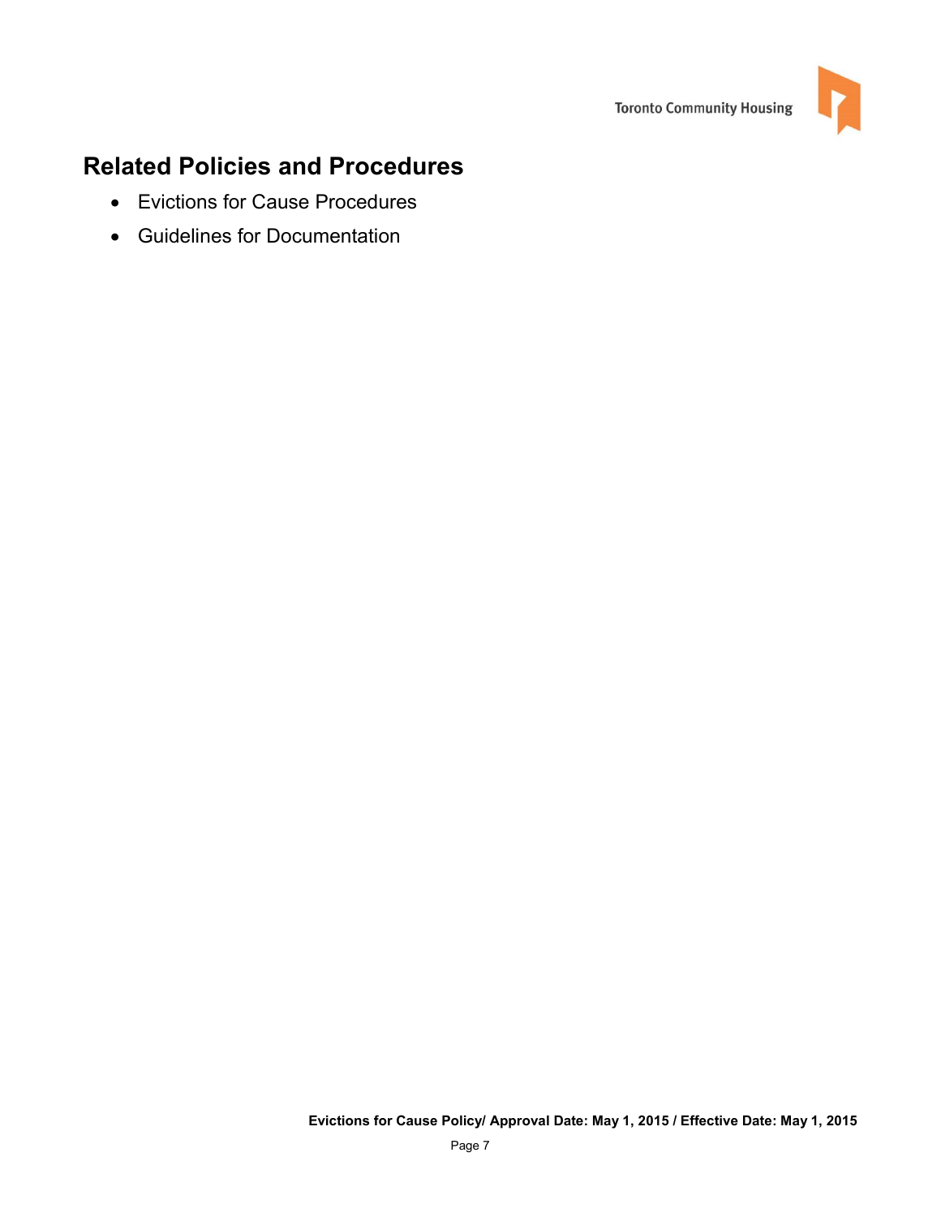## Related Policies and Procedures

- Evictions for Cause Procedures
- Guidelines for Documentation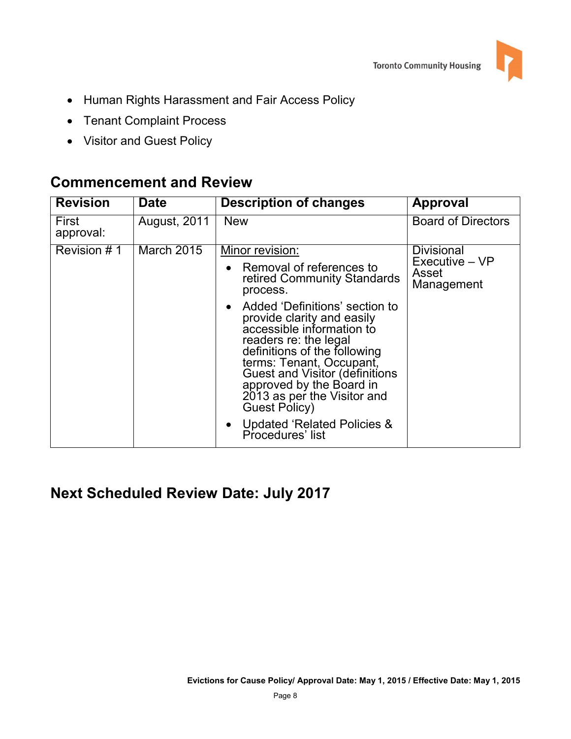- Human Rights Harassment and Fair Access Policy
- Tenant Complaint Process
- Visitor and Guest Policy

## Commencement and Review

| Revision | Date | Description of changes | Approval |
|---|---|---|---|
| First approval: | August, 2011 | New | Board of Directors |
| Revision # 1 | March 2015 | Minor revision:<br>• Removal of references to retired Community Standards process.<br>• Added 'Definitions' section to provide clarity and easily accessible information to readers re: the legal definitions of the following terms: Tenant, Occupant, Guest and Visitor (definitions approved by the Board in 2013 as per the Visitor and Guest Policy)<br>• Updated 'Related Policies & Procedures' list | Divisional Executive – VP Asset Management |

## Next Scheduled Review Date: July 2017